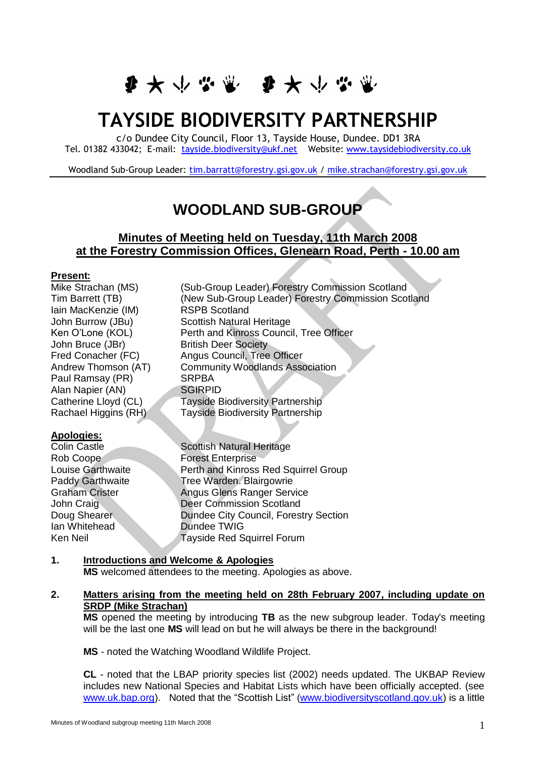# TAYSIDE BIODIVERSITY PARTNERSHIP

c/o Dundee City Council, Floor 13, Tayside House, Dundee. DD1 3RA
Tel. 01382 433042; E-mail: tayside.biodiversity@ukf.net Website: www.taysidebiodiversity.co.uk

Woodland Sub-Group Leader: tim.barratt@forestry.gsi.gov.uk / mike.strachan@forestry.gsi.gov.uk

## WOODLAND SUB-GROUP

### Minutes of Meeting held on Tuesday, 11th March 2008 at the Forestry Commission Offices, Glenearn Road, Perth - 10.00 am

**Present:**

| | |
|---|---|
| Mike Strachan (MS) | (Sub-Group Leader) Forestry Commission Scotland |
| Tim Barrett (TB) | (New Sub-Group Leader) Forestry Commission Scotland |
| Iain MacKenzie (IM) | RSPB Scotland |
| John Burrow (JBu) | Scottish Natural Heritage |
| Ken O'Lone (KOL) | Perth and Kinross Council, Tree Officer |
| John Bruce (JBr) | British Deer Society |
| Fred Conacher (FC) | Angus Council, Tree Officer |
| Andrew Thomson (AT) | Community Woodlands Association |
| Paul Ramsay (PR) | SRPBA |
| Alan Napier (AN) | SGIRPID |
| Catherine Lloyd (CL) | Tayside Biodiversity Partnership |
| Rachael Higgins (RH) | Tayside Biodiversity Partnership |

**Apologies:**

| | |
|---|---|
| Colin Castle | Scottish Natural Heritage |
| Rob Coope | Forest Enterprise |
| Louise Garthwaite | Perth and Kinross Red Squirrel Group |
| Paddy Garthwaite | Tree Warden. Blairgowrie |
| Graham Crister | Angus Glens Ranger Service |
| John Craig | Deer Commission Scotland |
| Doug Shearer | Dundee City Council, Forestry Section |
| Ian Whitehead | Dundee TWIG |
| Ken Neil | Tayside Red Squirrel Forum |

1. **Introductions and Welcome & Apologies**

   **MS** welcomed attendees to the meeting. Apologies as above.

2. **Matters arising from the meeting held on 28th February 2007, including update on SRDP (Mike Strachan)**

   **MS** opened the meeting by introducing **TB** as the new subgroup leader. Today's meeting will be the last one **MS** will lead on but he will always be there in the background!

   **MS** - noted the Watching Woodland Wildlife Project.

   **CL** - noted that the LBAP priority species list (2002) needs updated. The UKBAP Review includes new National Species and Habitat Lists which have been officially accepted. (see www.uk.bap.org). Noted that the "Scottish List" (www.biodiversityscotland.gov.uk) is a little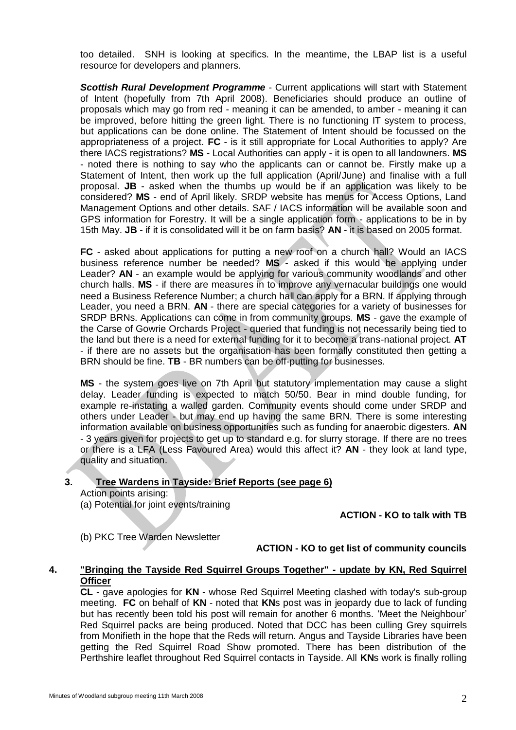too detailed. SNH is looking at specifics. In the meantime, the LBAP list is a useful resource for developers and planners.

***Scottish Rural Development Programme*** - Current applications will start with Statement of Intent (hopefully from 7th April 2008). Beneficiaries should produce an outline of proposals which may go from red - meaning it can be amended, to amber - meaning it can be improved, before hitting the green light. There is no functioning IT system to process, but applications can be done online. The Statement of Intent should be focussed on the appropriateness of a project. **FC** - is it still appropriate for Local Authorities to apply? Are there IACS registrations? **MS** - Local Authorities can apply - it is open to all landowners. **MS** - noted there is nothing to say who the applicants can or cannot be. Firstly make up a Statement of Intent, then work up the full application (April/June) and finalise with a full proposal. **JB** - asked when the thumbs up would be if an application was likely to be considered? **MS** - end of April likely. SRDP website has menus for Access Options, Land Management Options and other details. SAF / IACS information will be available soon and GPS information for Forestry. It will be a single application form - applications to be in by 15th May. **JB** - if it is consolidated will it be on farm basis? **AN** - it is based on 2005 format.

**FC** - asked about applications for putting a new roof on a church hall? Would an IACS business reference number be needed? **MS** - asked if this would be applying under Leader? **AN** - an example would be applying for various community woodlands and other church halls. **MS** - if there are measures in to improve any vernacular buildings one would need a Business Reference Number; a church hall can apply for a BRN. If applying through Leader, you need a BRN. **AN** - there are special categories for a variety of businesses for SRDP BRNs. Applications can come in from community groups. **MS** - gave the example of the Carse of Gowrie Orchards Project - queried that funding is not necessarily being tied to the land but there is a need for external funding for it to become a trans-national project. **AT** - if there are no assets but the organisation has been formally constituted then getting a BRN should be fine. **TB** - BR numbers can be off-putting for businesses.

**MS** - the system goes live on 7th April but statutory implementation may cause a slight delay. Leader funding is expected to match 50/50. Bear in mind double funding, for example re-instating a walled garden. Community events should come under SRDP and others under Leader - but may end up having the same BRN. There is some interesting information available on business opportunities such as funding for anaerobic digesters. **AN** - 3 years given for projects to get up to standard e.g. for slurry storage. If there are no trees or there is a LFA (Less Favoured Area) would this affect it? **AN** - they look at land type, quality and situation.

## 3. Tree Wardens in Tayside: Brief Reports (see page 6)

Action points arising:

(a) Potential for joint events/training

**ACTION - KO to talk with TB**

(b) PKC Tree Warden Newsletter

**ACTION - KO to get list of community councils**

## 4. "Bringing the Tayside Red Squirrel Groups Together" - update by KN, Red Squirrel Officer

**CL** - gave apologies for **KN** - whose Red Squirrel Meeting clashed with today's sub-group meeting. **FC** on behalf of **KN** - noted that **KN**s post was in jeopardy due to lack of funding but has recently been told his post will remain for another 6 months. 'Meet the Neighbour' Red Squirrel packs are being produced. Noted that DCC has been culling Grey squirrels from Monifieth in the hope that the Reds will return. Angus and Tayside Libraries have been getting the Red Squirrel Road Show promoted. There has been distribution of the Perthshire leaflet throughout Red Squirrel contacts in Tayside. All **KN**s work is finally rolling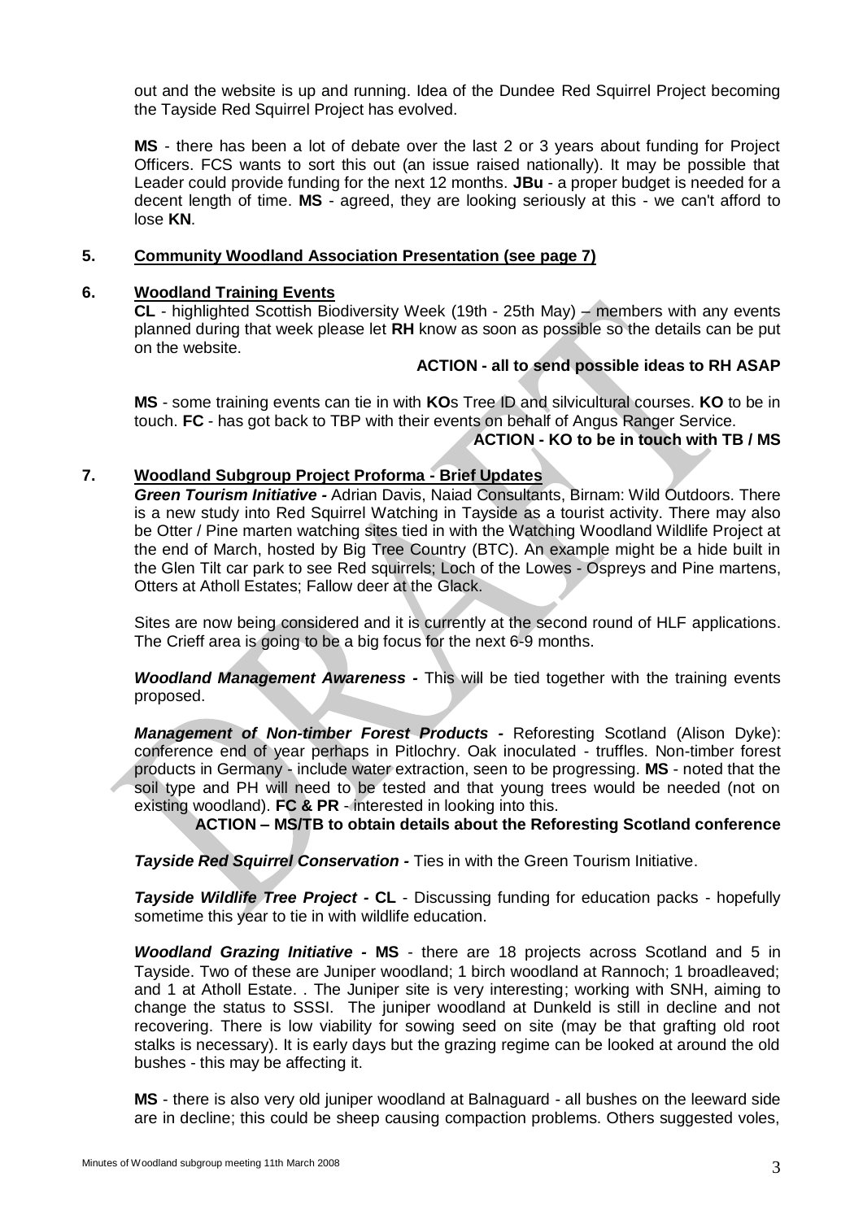out and the website is up and running. Idea of the Dundee Red Squirrel Project becoming the Tayside Red Squirrel Project has evolved.

**MS** - there has been a lot of debate over the last 2 or 3 years about funding for Project Officers. FCS wants to sort this out (an issue raised nationally). It may be possible that Leader could provide funding for the next 12 months. **JBu** - a proper budget is needed for a decent length of time. **MS** - agreed, they are looking seriously at this - we can't afford to lose **KN**.

## 5. Community Woodland Association Presentation (see page 7)

## 6. Woodland Training Events

**CL** - highlighted Scottish Biodiversity Week (19th - 25th May) – members with any events planned during that week please let **RH** know as soon as possible so the details can be put on the website.

**ACTION - all to send possible ideas to RH ASAP**

**MS** - some training events can tie in with **KO**s Tree ID and silvicultural courses. **KO** to be in touch. **FC** - has got back to TBP with their events on behalf of Angus Ranger Service.

**ACTION - KO to be in touch with TB / MS**

## 7. Woodland Subgroup Project Proforma - Brief Updates

***Green Tourism Initiative -*** Adrian Davis, Naiad Consultants, Birnam: Wild Outdoors. There is a new study into Red Squirrel Watching in Tayside as a tourist activity. There may also be Otter / Pine marten watching sites tied in with the Watching Woodland Wildlife Project at the end of March, hosted by Big Tree Country (BTC). An example might be a hide built in the Glen Tilt car park to see Red squirrels; Loch of the Lowes - Ospreys and Pine martens, Otters at Atholl Estates; Fallow deer at the Glack.

Sites are now being considered and it is currently at the second round of HLF applications. The Crieff area is going to be a big focus for the next 6-9 months.

***Woodland Management Awareness -*** This will be tied together with the training events proposed.

***Management of Non-timber Forest Products -*** Reforesting Scotland (Alison Dyke): conference end of year perhaps in Pitlochry. Oak inoculated - truffles. Non-timber forest products in Germany - include water extraction, seen to be progressing. **MS** - noted that the soil type and PH will need to be tested and that young trees would be needed (not on existing woodland). **FC & PR** - interested in looking into this.

**ACTION – MS/TB to obtain details about the Reforesting Scotland conference**

***Tayside Red Squirrel Conservation -*** Ties in with the Green Tourism Initiative.

***Tayside Wildlife Tree Project -*** **CL** - Discussing funding for education packs - hopefully sometime this year to tie in with wildlife education.

***Woodland Grazing Initiative -*** **MS** - there are 18 projects across Scotland and 5 in Tayside. Two of these are Juniper woodland; 1 birch woodland at Rannoch; 1 broadleaved; and 1 at Atholl Estate. . The Juniper site is very interesting; working with SNH, aiming to change the status to SSSI. The juniper woodland at Dunkeld is still in decline and not recovering. There is low viability for sowing seed on site (may be that grafting old root stalks is necessary). It is early days but the grazing regime can be looked at around the old bushes - this may be affecting it.

**MS** - there is also very old juniper woodland at Balnaguard - all bushes on the leeward side are in decline; this could be sheep causing compaction problems. Others suggested voles,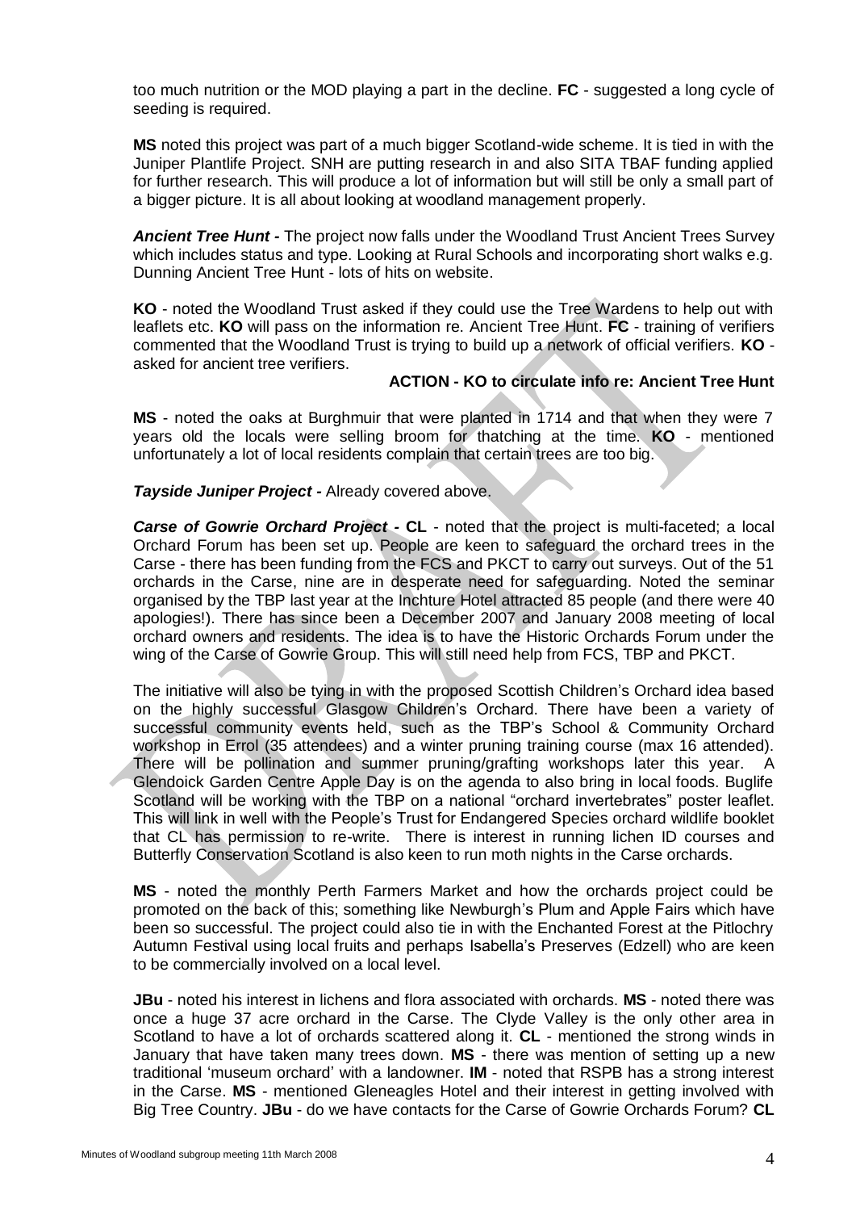too much nutrition or the MOD playing a part in the decline. **FC** - suggested a long cycle of seeding is required.

**MS** noted this project was part of a much bigger Scotland-wide scheme. It is tied in with the Juniper Plantlife Project. SNH are putting research in and also SITA TBAF funding applied for further research. This will produce a lot of information but will still be only a small part of a bigger picture. It is all about looking at woodland management properly.

***Ancient Tree Hunt -*** The project now falls under the Woodland Trust Ancient Trees Survey which includes status and type. Looking at Rural Schools and incorporating short walks e.g. Dunning Ancient Tree Hunt - lots of hits on website.

**KO** - noted the Woodland Trust asked if they could use the Tree Wardens to help out with leaflets etc. **KO** will pass on the information re. Ancient Tree Hunt. **FC** - training of verifiers commented that the Woodland Trust is trying to build up a network of official verifiers. **KO** - asked for ancient tree verifiers.

**ACTION - KO to circulate info re: Ancient Tree Hunt**

**MS** - noted the oaks at Burghmuir that were planted in 1714 and that when they were 7 years old the locals were selling broom for thatching at the time. **KO** - mentioned unfortunately a lot of local residents complain that certain trees are too big.

***Tayside Juniper Project -*** Already covered above.

***Carse of Gowrie Orchard Project -*** **CL** - noted that the project is multi-faceted; a local Orchard Forum has been set up. People are keen to safeguard the orchard trees in the Carse - there has been funding from the FCS and PKCT to carry out surveys. Out of the 51 orchards in the Carse, nine are in desperate need for safeguarding. Noted the seminar organised by the TBP last year at the Inchture Hotel attracted 85 people (and there were 40 apologies!). There has since been a December 2007 and January 2008 meeting of local orchard owners and residents. The idea is to have the Historic Orchards Forum under the wing of the Carse of Gowrie Group. This will still need help from FCS, TBP and PKCT.

The initiative will also be tying in with the proposed Scottish Children's Orchard idea based on the highly successful Glasgow Children's Orchard. There have been a variety of successful community events held, such as the TBP's School & Community Orchard workshop in Errol (35 attendees) and a winter pruning training course (max 16 attended). There will be pollination and summer pruning/grafting workshops later this year. A Glendoick Garden Centre Apple Day is on the agenda to also bring in local foods. Buglife Scotland will be working with the TBP on a national "orchard invertebrates" poster leaflet. This will link in well with the People's Trust for Endangered Species orchard wildlife booklet that CL has permission to re-write. There is interest in running lichen ID courses and Butterfly Conservation Scotland is also keen to run moth nights in the Carse orchards.

**MS** - noted the monthly Perth Farmers Market and how the orchards project could be promoted on the back of this; something like Newburgh's Plum and Apple Fairs which have been so successful. The project could also tie in with the Enchanted Forest at the Pitlochry Autumn Festival using local fruits and perhaps Isabella's Preserves (Edzell) who are keen to be commercially involved on a local level.

**JBu** - noted his interest in lichens and flora associated with orchards. **MS** - noted there was once a huge 37 acre orchard in the Carse. The Clyde Valley is the only other area in Scotland to have a lot of orchards scattered along it. **CL** - mentioned the strong winds in January that have taken many trees down. **MS** - there was mention of setting up a new traditional 'museum orchard' with a landowner. **IM** - noted that RSPB has a strong interest in the Carse. **MS** - mentioned Gleneagles Hotel and their interest in getting involved with Big Tree Country. **JBu** - do we have contacts for the Carse of Gowrie Orchards Forum? **CL**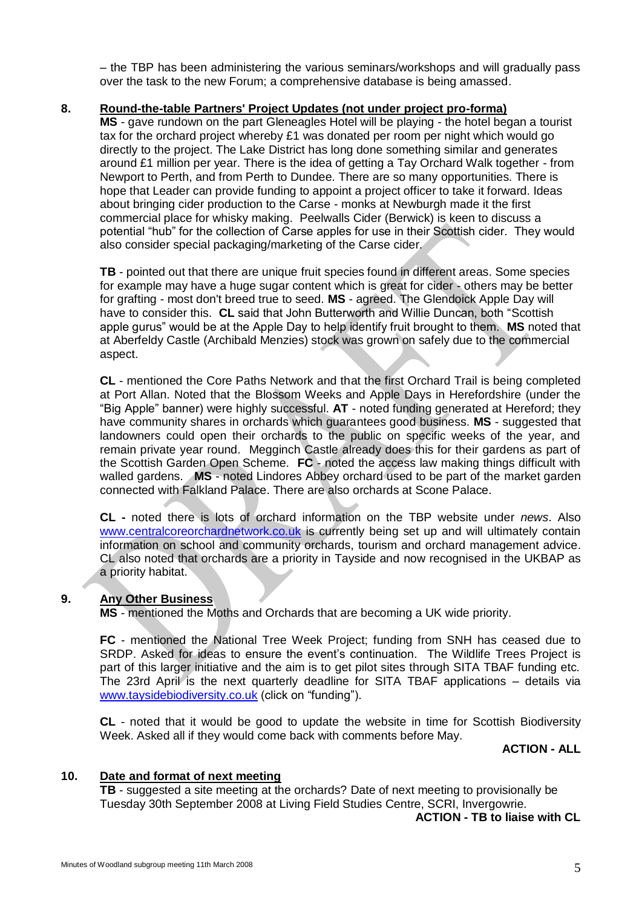– the TBP has been administering the various seminars/workshops and will gradually pass over the task to the new Forum; a comprehensive database is being amassed.

## 8. Round-the-table Partners' Project Updates (not under project pro-forma)

**MS** - gave rundown on the part Gleneagles Hotel will be playing - the hotel began a tourist tax for the orchard project whereby £1 was donated per room per night which would go directly to the project. The Lake District has long done something similar and generates around £1 million per year. There is the idea of getting a Tay Orchard Walk together - from Newport to Perth, and from Perth to Dundee. There are so many opportunities. There is hope that Leader can provide funding to appoint a project officer to take it forward. Ideas about bringing cider production to the Carse - monks at Newburgh made it the first commercial place for whisky making. Peelwalls Cider (Berwick) is keen to discuss a potential "hub" for the collection of Carse apples for use in their Scottish cider. They would also consider special packaging/marketing of the Carse cider.

**TB** - pointed out that there are unique fruit species found in different areas. Some species for example may have a huge sugar content which is great for cider - others may be better for grafting - most don't breed true to seed. **MS** - agreed. The Glendoick Apple Day will have to consider this. **CL** said that John Butterworth and Willie Duncan, both "Scottish apple gurus" would be at the Apple Day to help identify fruit brought to them. **MS** noted that at Aberfeldy Castle (Archibald Menzies) stock was grown on safely due to the commercial aspect.

**CL** - mentioned the Core Paths Network and that the first Orchard Trail is being completed at Port Allan. Noted that the Blossom Weeks and Apple Days in Herefordshire (under the "Big Apple" banner) were highly successful. **AT** - noted funding generated at Hereford; they have community shares in orchards which guarantees good business. **MS** - suggested that landowners could open their orchards to the public on specific weeks of the year, and remain private year round. Megginch Castle already does this for their gardens as part of the Scottish Garden Open Scheme. **FC** - noted the access law making things difficult with walled gardens. **MS** - noted Lindores Abbey orchard used to be part of the market garden connected with Falkland Palace. There are also orchards at Scone Palace.

**CL -** noted there is lots of orchard information on the TBP website under *news*. Also www.centralcoreorchardnetwork.co.uk is currently being set up and will ultimately contain information on school and community orchards, tourism and orchard management advice. CL also noted that orchards are a priority in Tayside and now recognised in the UKBAP as a priority habitat.

## 9. Any Other Business

**MS** - mentioned the Moths and Orchards that are becoming a UK wide priority.

**FC** - mentioned the National Tree Week Project; funding from SNH has ceased due to SRDP. Asked for ideas to ensure the event's continuation. The Wildlife Trees Project is part of this larger initiative and the aim is to get pilot sites through SITA TBAF funding etc. The 23rd April is the next quarterly deadline for SITA TBAF applications – details via www.taysidebiodiversity.co.uk (click on "funding").

**CL** - noted that it would be good to update the website in time for Scottish Biodiversity Week. Asked all if they would come back with comments before May.

**ACTION - ALL**

## 10. Date and format of next meeting

**TB** - suggested a site meeting at the orchards? Date of next meeting to provisionally be Tuesday 30th September 2008 at Living Field Studies Centre, SCRI, Invergowrie.

**ACTION - TB to liaise with CL**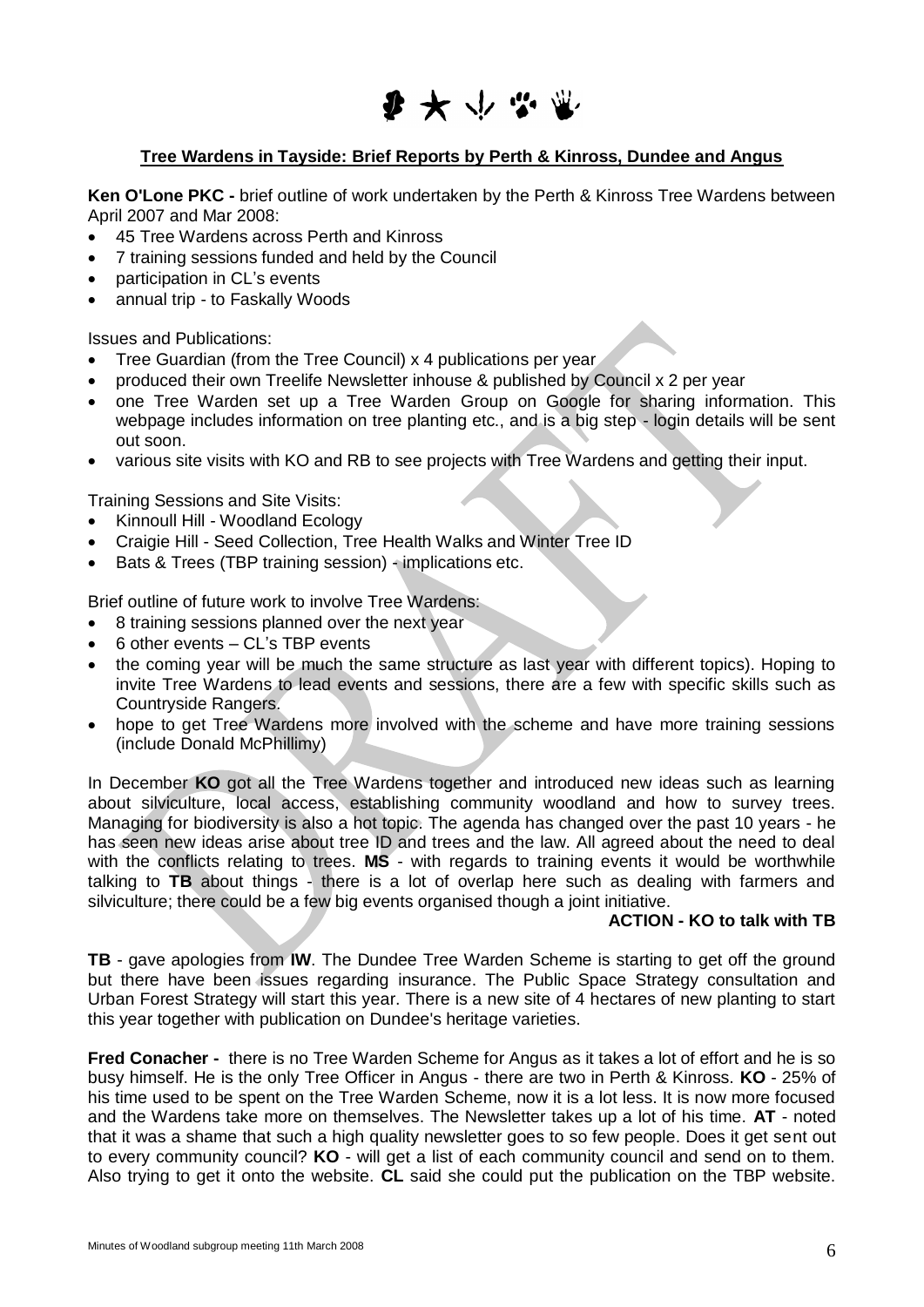## Tree Wardens in Tayside: Brief Reports by Perth & Kinross, Dundee and Angus

**Ken O'Lone PKC -** brief outline of work undertaken by the Perth & Kinross Tree Wardens between April 2007 and Mar 2008:

- 45 Tree Wardens across Perth and Kinross
- 7 training sessions funded and held by the Council
- participation in CL's events
- annual trip - to Faskally Woods

Issues and Publications:

- Tree Guardian (from the Tree Council) x 4 publications per year
- produced their own Treelife Newsletter inhouse & published by Council x 2 per year
- one Tree Warden set up a Tree Warden Group on Google for sharing information. This webpage includes information on tree planting etc., and is a big step - login details will be sent out soon.
- various site visits with KO and RB to see projects with Tree Wardens and getting their input.

Training Sessions and Site Visits:

- Kinnoull Hill - Woodland Ecology
- Craigie Hill - Seed Collection, Tree Health Walks and Winter Tree ID
- Bats & Trees (TBP training session) - implications etc.

Brief outline of future work to involve Tree Wardens:

- 8 training sessions planned over the next year
- 6 other events – CL's TBP events
- the coming year will be much the same structure as last year with different topics). Hoping to invite Tree Wardens to lead events and sessions, there are a few with specific skills such as Countryside Rangers.
- hope to get Tree Wardens more involved with the scheme and have more training sessions (include Donald McPhillimy)

In December **KO** got all the Tree Wardens together and introduced new ideas such as learning about silviculture, local access, establishing community woodland and how to survey trees. Managing for biodiversity is also a hot topic. The agenda has changed over the past 10 years - he has seen new ideas arise about tree ID and trees and the law. All agreed about the need to deal with the conflicts relating to trees. **MS** - with regards to training events it would be worthwhile talking to **TB** about things - there is a lot of overlap here such as dealing with farmers and silviculture; there could be a few big events organised though a joint initiative.

**ACTION - KO to talk with TB**

**TB** - gave apologies from **IW**. The Dundee Tree Warden Scheme is starting to get off the ground but there have been issues regarding insurance. The Public Space Strategy consultation and Urban Forest Strategy will start this year. There is a new site of 4 hectares of new planting to start this year together with publication on Dundee's heritage varieties.

**Fred Conacher -** there is no Tree Warden Scheme for Angus as it takes a lot of effort and he is so busy himself. He is the only Tree Officer in Angus - there are two in Perth & Kinross. **KO** - 25% of his time used to be spent on the Tree Warden Scheme, now it is a lot less. It is now more focused and the Wardens take more on themselves. The Newsletter takes up a lot of his time. **AT** - noted that it was a shame that such a high quality newsletter goes to so few people. Does it get sent out to every community council? **KO** - will get a list of each community council and send on to them. Also trying to get it onto the website. **CL** said she could put the publication on the TBP website.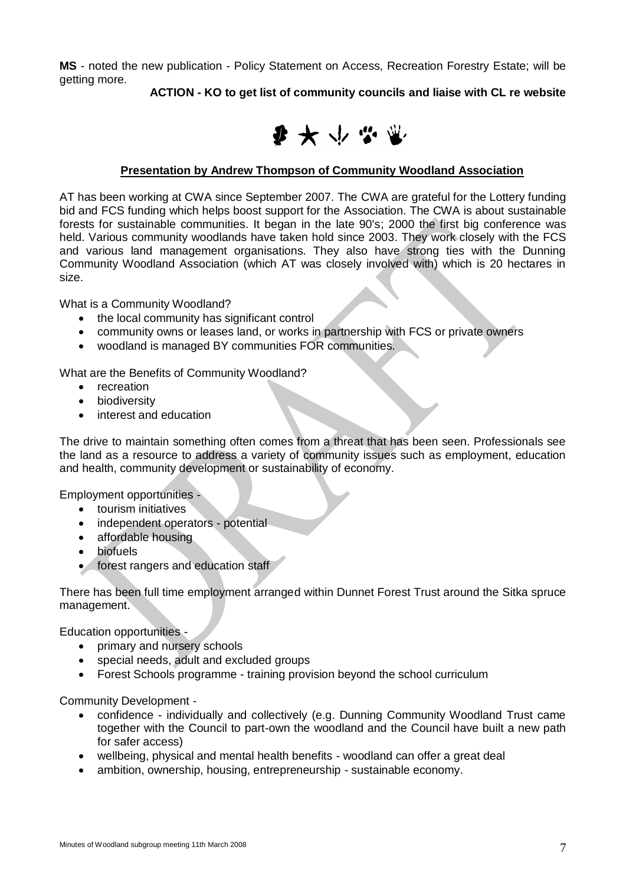**MS** - noted the new publication - Policy Statement on Access, Recreation Forestry Estate; will be getting more.

**ACTION - KO to get list of community councils and liaise with CL re website**

**Presentation by Andrew Thompson of Community Woodland Association**

AT has been working at CWA since September 2007. The CWA are grateful for the Lottery funding bid and FCS funding which helps boost support for the Association. The CWA is about sustainable forests for sustainable communities. It began in the late 90's; 2000 the first big conference was held. Various community woodlands have taken hold since 2003. They work closely with the FCS and various land management organisations. They also have strong ties with the Dunning Community Woodland Association (which AT was closely involved with) which is 20 hectares in size.

What is a Community Woodland?

- the local community has significant control
- community owns or leases land, or works in partnership with FCS or private owners
- woodland is managed BY communities FOR communities.

What are the Benefits of Community Woodland?

- recreation
- biodiversity
- interest and education

The drive to maintain something often comes from a threat that has been seen. Professionals see the land as a resource to address a variety of community issues such as employment, education and health, community development or sustainability of economy.

Employment opportunities -

- tourism initiatives
- independent operators - potential
- affordable housing
- biofuels
- forest rangers and education staff

There has been full time employment arranged within Dunnet Forest Trust around the Sitka spruce management.

Education opportunities -

- primary and nursery schools
- special needs, adult and excluded groups
- Forest Schools programme - training provision beyond the school curriculum

Community Development -

- confidence - individually and collectively (e.g. Dunning Community Woodland Trust came together with the Council to part-own the woodland and the Council have built a new path for safer access)
- wellbeing, physical and mental health benefits - woodland can offer a great deal
- ambition, ownership, housing, entrepreneurship - sustainable economy.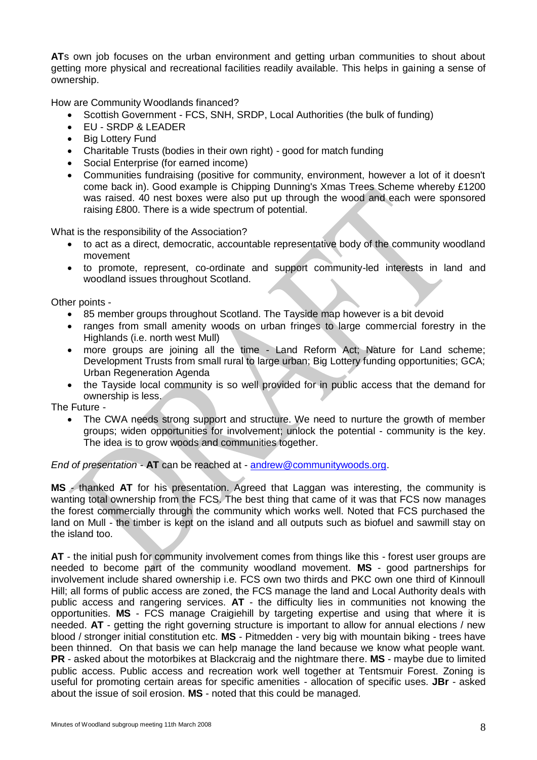**AT**s own job focuses on the urban environment and getting urban communities to shout about getting more physical and recreational facilities readily available. This helps in gaining a sense of ownership.

How are Community Woodlands financed?

- Scottish Government - FCS, SNH, SRDP, Local Authorities (the bulk of funding)
- EU - SRDP & LEADER
- Big Lottery Fund
- Charitable Trusts (bodies in their own right) - good for match funding
- Social Enterprise (for earned income)
- Communities fundraising (positive for community, environment, however a lot of it doesn't come back in). Good example is Chipping Dunning's Xmas Trees Scheme whereby £1200 was raised. 40 nest boxes were also put up through the wood and each were sponsored raising £800. There is a wide spectrum of potential.

What is the responsibility of the Association?

- to act as a direct, democratic, accountable representative body of the community woodland movement
- to promote, represent, co-ordinate and support community-led interests in land and woodland issues throughout Scotland.

Other points -

- 85 member groups throughout Scotland. The Tayside map however is a bit devoid
- ranges from small amenity woods on urban fringes to large commercial forestry in the Highlands (i.e. north west Mull)
- more groups are joining all the time - Land Reform Act; Nature for Land scheme; Development Trusts from small rural to large urban; Big Lottery funding opportunities; GCA; Urban Regeneration Agenda
- the Tayside local community is so well provided for in public access that the demand for ownership is less.

The Future -

- The CWA needs strong support and structure. We need to nurture the growth of member groups; widen opportunities for involvement; unlock the potential - community is the key. The idea is to grow woods and communities together.

*End of presentation* - **AT** can be reached at - andrew@communitywoods.org.

**MS** - thanked **AT** for his presentation. Agreed that Laggan was interesting, the community is wanting total ownership from the FCS. The best thing that came of it was that FCS now manages the forest commercially through the community which works well. Noted that FCS purchased the land on Mull - the timber is kept on the island and all outputs such as biofuel and sawmill stay on the island too.

**AT** - the initial push for community involvement comes from things like this - forest user groups are needed to become part of the community woodland movement. **MS** - good partnerships for involvement include shared ownership i.e. FCS own two thirds and PKC own one third of Kinnoull Hill; all forms of public access are zoned, the FCS manage the land and Local Authority deals with public access and rangering services. **AT** - the difficulty lies in communities not knowing the opportunities. **MS** - FCS manage Craigiehill by targeting expertise and using that where it is needed. **AT** - getting the right governing structure is important to allow for annual elections / new blood / stronger initial constitution etc. **MS** - Pitmedden - very big with mountain biking - trees have been thinned. On that basis we can help manage the land because we know what people want. **PR** - asked about the motorbikes at Blackcraig and the nightmare there. **MS** - maybe due to limited public access. Public access and recreation work well together at Tentsmuir Forest. Zoning is useful for promoting certain areas for specific amenities - allocation of specific uses. **JBr** - asked about the issue of soil erosion. **MS** - noted that this could be managed.